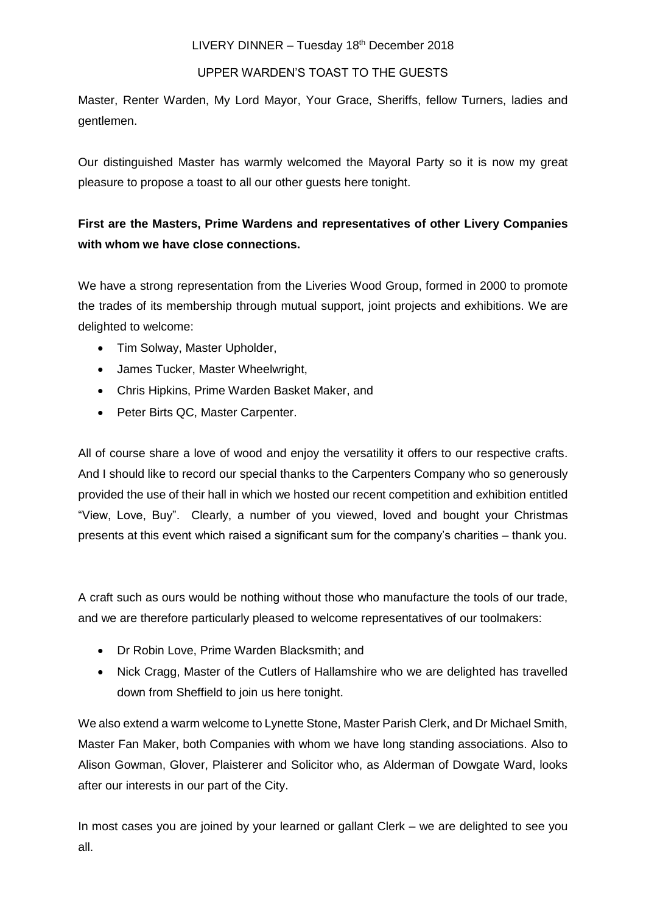LIVERY DINNER – Tuesday 18th December 2018

UPPER WARDEN'S TOAST TO THE GUESTS

Master, Renter Warden, My Lord Mayor, Your Grace, Sheriffs, fellow Turners, ladies and gentlemen.

Our distinguished Master has warmly welcomed the Mayoral Party so it is now my great pleasure to propose a toast to all our other guests here tonight.

**First are the Masters, Prime Wardens and representatives of other Livery Companies with whom we have close connections.**

We have a strong representation from the Liveries Wood Group, formed in 2000 to promote the trades of its membership through mutual support, joint projects and exhibitions. We are delighted to welcome:

- Tim Solway, Master Upholder,
- James Tucker, Master Wheelwright,
- Chris Hipkins, Prime Warden Basket Maker, and
- Peter Birts QC, Master Carpenter.

All of course share a love of wood and enjoy the versatility it offers to our respective crafts. And I should like to record our special thanks to the Carpenters Company who so generously provided the use of their hall in which we hosted our recent competition and exhibition entitled "View, Love, Buy". Clearly, a number of you viewed, loved and bought your Christmas presents at this event which raised a significant sum for the company's charities – thank you.

A craft such as ours would be nothing without those who manufacture the tools of our trade, and we are therefore particularly pleased to welcome representatives of our toolmakers:

- Dr Robin Love, Prime Warden Blacksmith; and
- Nick Cragg, Master of the Cutlers of Hallamshire who we are delighted has travelled down from Sheffield to join us here tonight.

We also extend a warm welcome to Lynette Stone, Master Parish Clerk, and Dr Michael Smith, Master Fan Maker, both Companies with whom we have long standing associations. Also to Alison Gowman, Glover, Plaisterer and Solicitor who, as Alderman of Dowgate Ward, looks after our interests in our part of the City.

In most cases you are joined by your learned or gallant Clerk – we are delighted to see you all.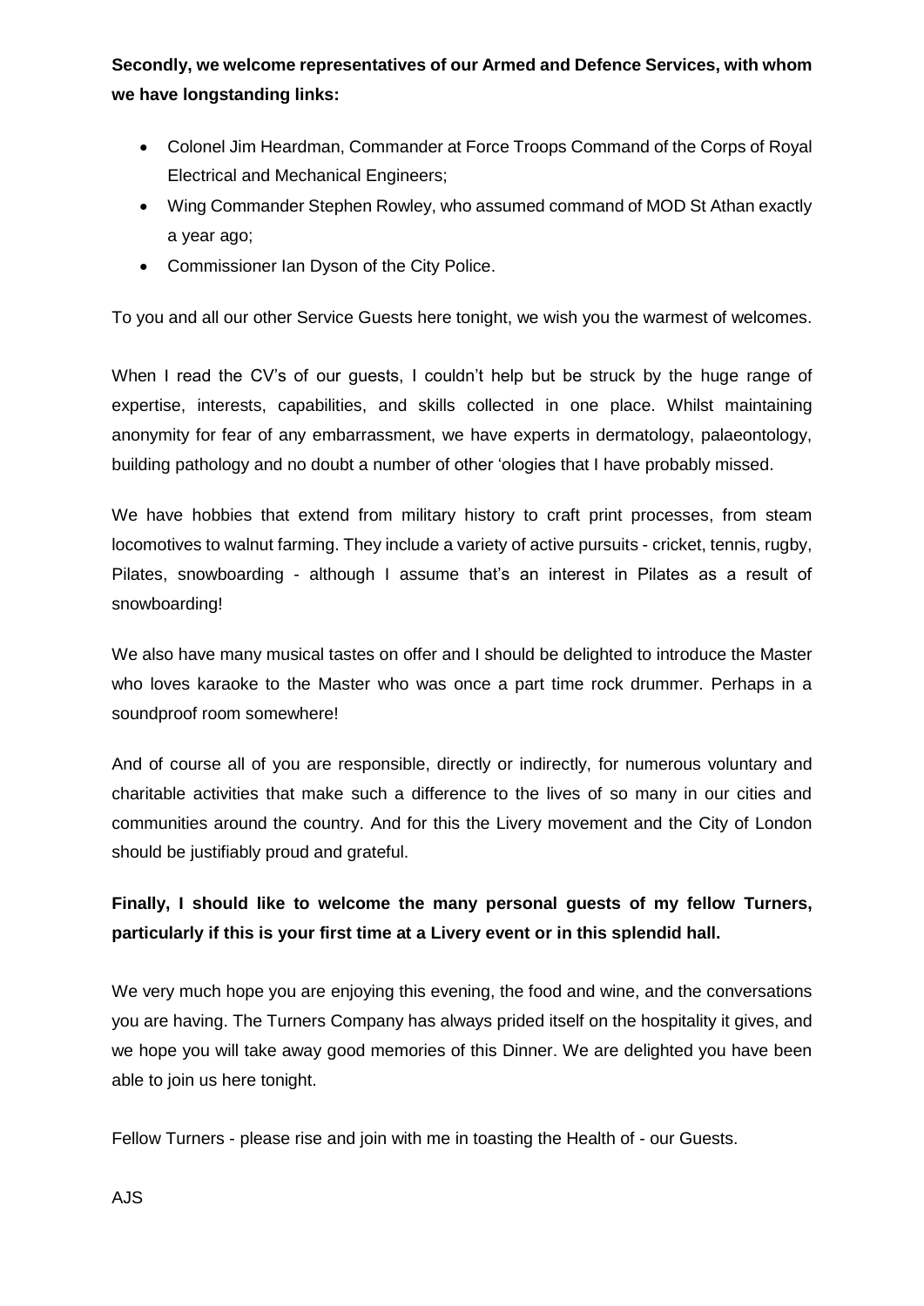**Secondly, we welcome representatives of our Armed and Defence Services, with whom we have longstanding links:**

- Colonel Jim Heardman, Commander at Force Troops Command of the Corps of Royal Electrical and Mechanical Engineers;
- Wing Commander Stephen Rowley, who assumed command of MOD St Athan exactly a year ago;
- Commissioner Ian Dyson of the City Police.

To you and all our other Service Guests here tonight, we wish you the warmest of welcomes.

When I read the CV's of our guests, I couldn't help but be struck by the huge range of expertise, interests, capabilities, and skills collected in one place. Whilst maintaining anonymity for fear of any embarrassment, we have experts in dermatology, palaeontology, building pathology and no doubt a number of other 'ologies that I have probably missed.

We have hobbies that extend from military history to craft print processes, from steam locomotives to walnut farming. They include a variety of active pursuits - cricket, tennis, rugby, Pilates, snowboarding - although I assume that's an interest in Pilates as a result of snowboarding!

We also have many musical tastes on offer and I should be delighted to introduce the Master who loves karaoke to the Master who was once a part time rock drummer. Perhaps in a soundproof room somewhere!

And of course all of you are responsible, directly or indirectly, for numerous voluntary and charitable activities that make such a difference to the lives of so many in our cities and communities around the country. And for this the Livery movement and the City of London should be justifiably proud and grateful.

**Finally, I should like to welcome the many personal guests of my fellow Turners, particularly if this is your first time at a Livery event or in this splendid hall.**

We very much hope you are enjoying this evening, the food and wine, and the conversations you are having. The Turners Company has always prided itself on the hospitality it gives, and we hope you will take away good memories of this Dinner. We are delighted you have been able to join us here tonight.

Fellow Turners - please rise and join with me in toasting the Health of - our Guests.

AJS